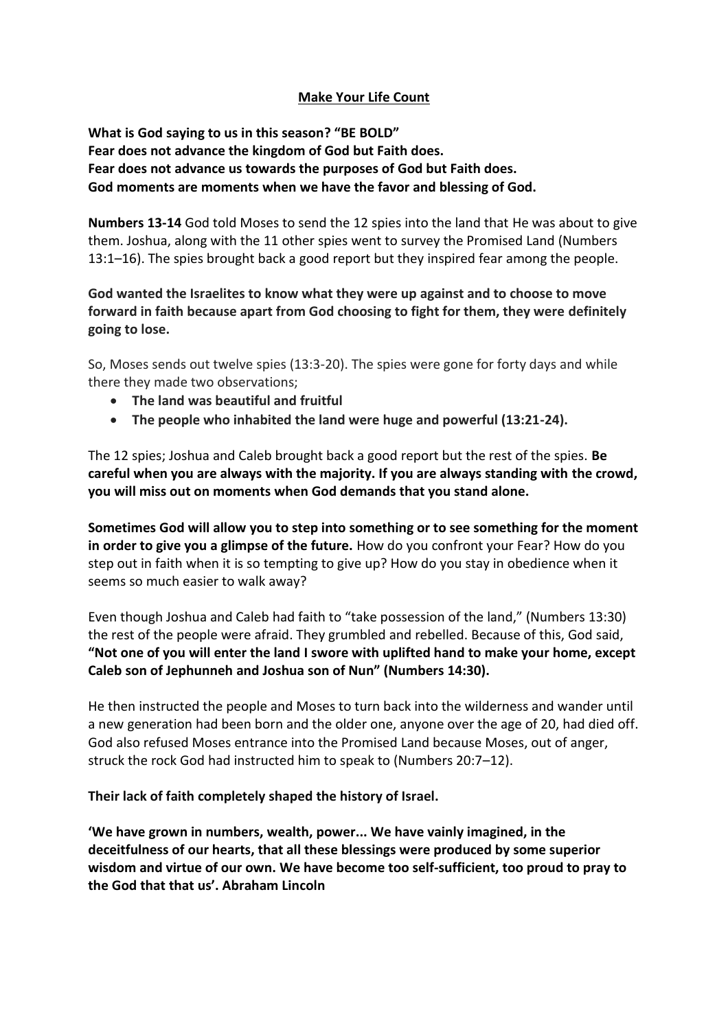# <u>Make Your Life Count</u>

**What is God saying to us in this season? "BE BOLD"**
**Fear does not advance the kingdom of God but Faith does.**
**Fear does not advance us towards the purposes of God but Faith does.**
**God moments are moments when we have the favor and blessing of God.**

**Numbers 13-14** God told Moses to send the 12 spies into the land that He was about to give them. Joshua, along with the 11 other spies went to survey the Promised Land (Numbers 13:1–16). The spies brought back a good report but they inspired fear among the people.

**God wanted the Israelites to know what they were up against and to choose to move forward in faith because apart from God choosing to fight for them, they were definitely going to lose.**

So, Moses sends out twelve spies (13:3-20). The spies were gone for forty days and while there they made two observations;

- **The land was beautiful and fruitful**
- **The people who inhabited the land were huge and powerful (13:21-24).**

The 12 spies; Joshua and Caleb brought back a good report but the rest of the spies. **Be careful when you are always with the majority. If you are always standing with the crowd, you will miss out on moments when God demands that you stand alone.**

**Sometimes God will allow you to step into something or to see something for the moment in order to give you a glimpse of the future.** How do you confront your Fear? How do you step out in faith when it is so tempting to give up? How do you stay in obedience when it seems so much easier to walk away?

Even though Joshua and Caleb had faith to "take possession of the land," (Numbers 13:30) the rest of the people were afraid. They grumbled and rebelled. Because of this, God said, **"Not one of you will enter the land I swore with uplifted hand to make your home, except Caleb son of Jephunneh and Joshua son of Nun" (Numbers 14:30).**

He then instructed the people and Moses to turn back into the wilderness and wander until a new generation had been born and the older one, anyone over the age of 20, had died off. God also refused Moses entrance into the Promised Land because Moses, out of anger, struck the rock God had instructed him to speak to (Numbers 20:7–12).

**Their lack of faith completely shaped the history of Israel.**

**'We have grown in numbers, wealth, power... We have vainly imagined, in the deceitfulness of our hearts, that all these blessings were produced by some superior wisdom and virtue of our own. We have become too self-sufficient, too proud to pray to the God that that us'. Abraham Lincoln**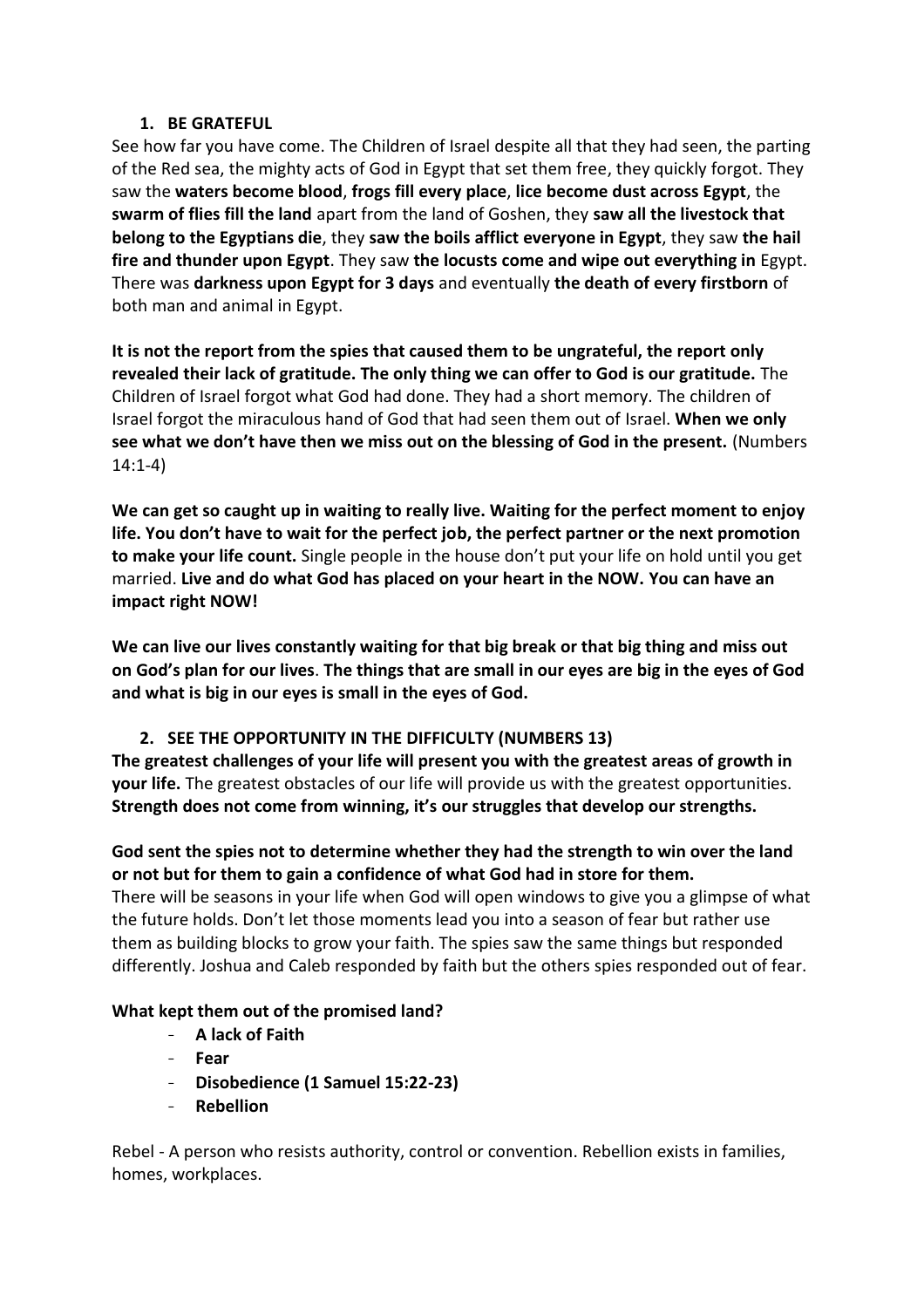1. **BE GRATEFUL**

See how far you have come. The Children of Israel despite all that they had seen, the parting of the Red sea, the mighty acts of God in Egypt that set them free, they quickly forgot. They saw the **waters become blood**, **frogs fill every place**, **lice become dust across Egypt**, the **swarm of flies fill the land** apart from the land of Goshen, they **saw all the livestock that belong to the Egyptians die**, they **saw the boils afflict everyone in Egypt**, they saw **the hail fire and thunder upon Egypt**. They saw **the locusts come and wipe out everything in** Egypt. There was **darkness upon Egypt for 3 days** and eventually **the death of every firstborn** of both man and animal in Egypt.

**It is not the report from the spies that caused them to be ungrateful, the report only revealed their lack of gratitude. The only thing we can offer to God is our gratitude.** The Children of Israel forgot what God had done. They had a short memory. The children of Israel forgot the miraculous hand of God that had seen them out of Israel. **When we only see what we don't have then we miss out on the blessing of God in the present.** (Numbers 14:1-4)

**We can get so caught up in waiting to really live. Waiting for the perfect moment to enjoy life. You don't have to wait for the perfect job, the perfect partner or the next promotion to make your life count.** Single people in the house don't put your life on hold until you get married. **Live and do what God has placed on your heart in the NOW. You can have an impact right NOW!**

**We can live our lives constantly waiting for that big break or that big thing and miss out on God's plan for our lives**. **The things that are small in our eyes are big in the eyes of God and what is big in our eyes is small in the eyes of God.**

2. **SEE THE OPPORTUNITY IN THE DIFFICULTY (NUMBERS 13)**

**The greatest challenges of your life will present you with the greatest areas of growth in your life.** The greatest obstacles of our life will provide us with the greatest opportunities. **Strength does not come from winning, it's our struggles that develop our strengths.**

**God sent the spies not to determine whether they had the strength to win over the land or not but for them to gain a confidence of what God had in store for them.**
There will be seasons in your life when God will open windows to give you a glimpse of what the future holds. Don't let those moments lead you into a season of fear but rather use them as building blocks to grow your faith. The spies saw the same things but responded differently. Joshua and Caleb responded by faith but the others spies responded out of fear.

**What kept them out of the promised land?**

- **A lack of Faith**
- **Fear**
- **Disobedience (1 Samuel 15:22-23)**
- **Rebellion**

Rebel - A person who resists authority, control or convention. Rebellion exists in families, homes, workplaces.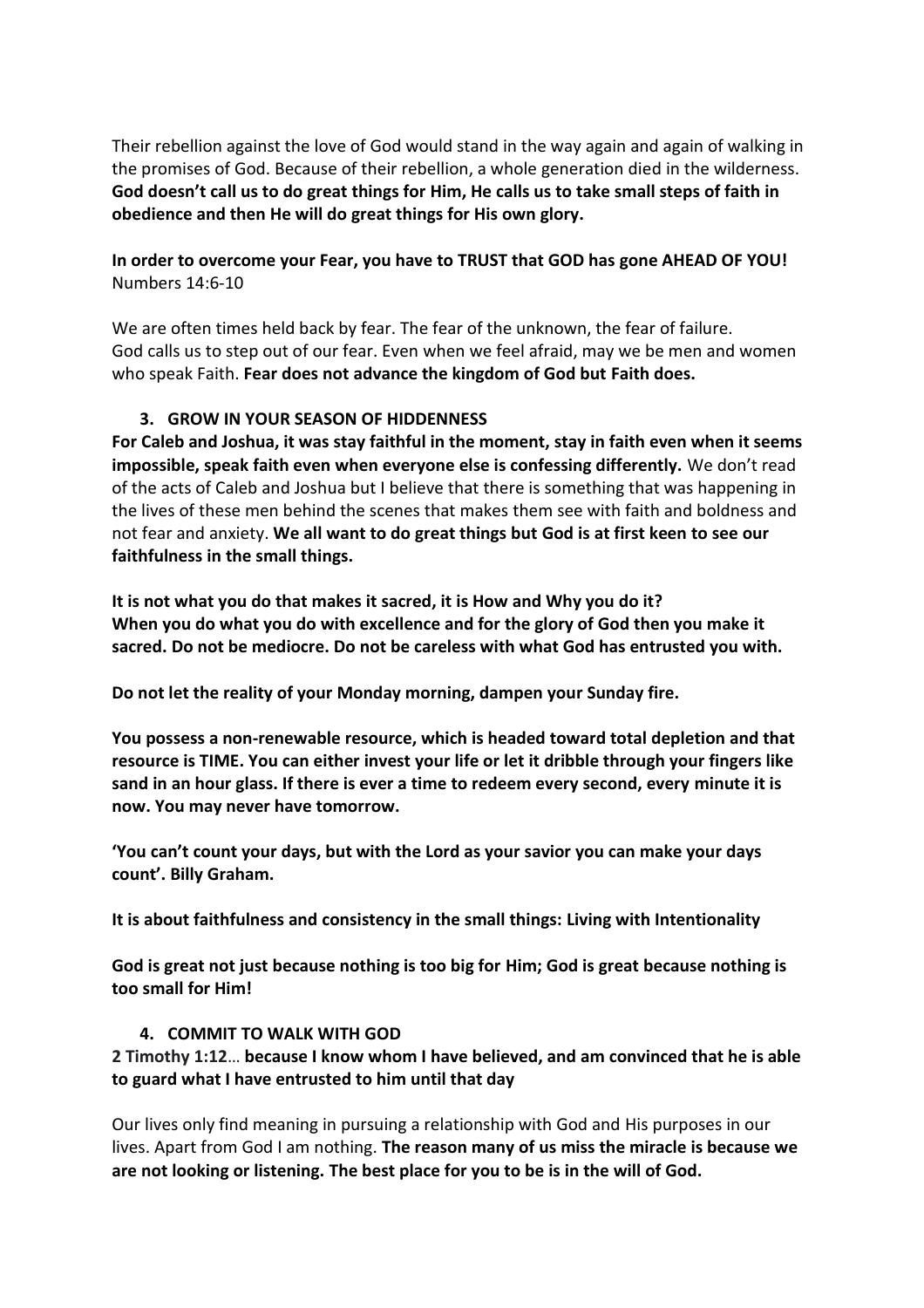Their rebellion against the love of God would stand in the way again and again of walking in the promises of God. Because of their rebellion, a whole generation died in the wilderness. **God doesn't call us to do great things for Him, He calls us to take small steps of faith in obedience and then He will do great things for His own glory.**

**In order to overcome your Fear, you have to TRUST that GOD has gone AHEAD OF YOU!**
Numbers 14:6-10

We are often times held back by fear. The fear of the unknown, the fear of failure.
God calls us to step out of our fear. Even when we feel afraid, may we be men and women who speak Faith. **Fear does not advance the kingdom of God but Faith does.**

3. **GROW IN YOUR SEASON OF HIDDENNESS**

**For Caleb and Joshua, it was stay faithful in the moment, stay in faith even when it seems impossible, speak faith even when everyone else is confessing differently.** We don't read of the acts of Caleb and Joshua but I believe that there is something that was happening in the lives of these men behind the scenes that makes them see with faith and boldness and not fear and anxiety. **We all want to do great things but God is at first keen to see our faithfulness in the small things.**

**It is not what you do that makes it sacred, it is How and Why you do it?**
**When you do what you do with excellence and for the glory of God then you make it sacred. Do not be mediocre. Do not be careless with what God has entrusted you with.**

**Do not let the reality of your Monday morning, dampen your Sunday fire.**

**You possess a non-renewable resource, which is headed toward total depletion and that resource is TIME. You can either invest your life or let it dribble through your fingers like sand in an hour glass. If there is ever a time to redeem every second, every minute it is now. You may never have tomorrow.**

**'You can't count your days, but with the Lord as your savior you can make your days count'. Billy Graham.**

**It is about faithfulness and consistency in the small things: Living with Intentionality**

**God is great not just because nothing is too big for Him; God is great because nothing is too small for Him!**

4. **COMMIT TO WALK WITH GOD**

**2 Timothy 1:12… because I know whom I have believed, and am convinced that he is able to guard what I have entrusted to him until that day**

Our lives only find meaning in pursuing a relationship with God and His purposes in our lives. Apart from God I am nothing. **The reason many of us miss the miracle is because we are not looking or listening. The best place for you to be is in the will of God.**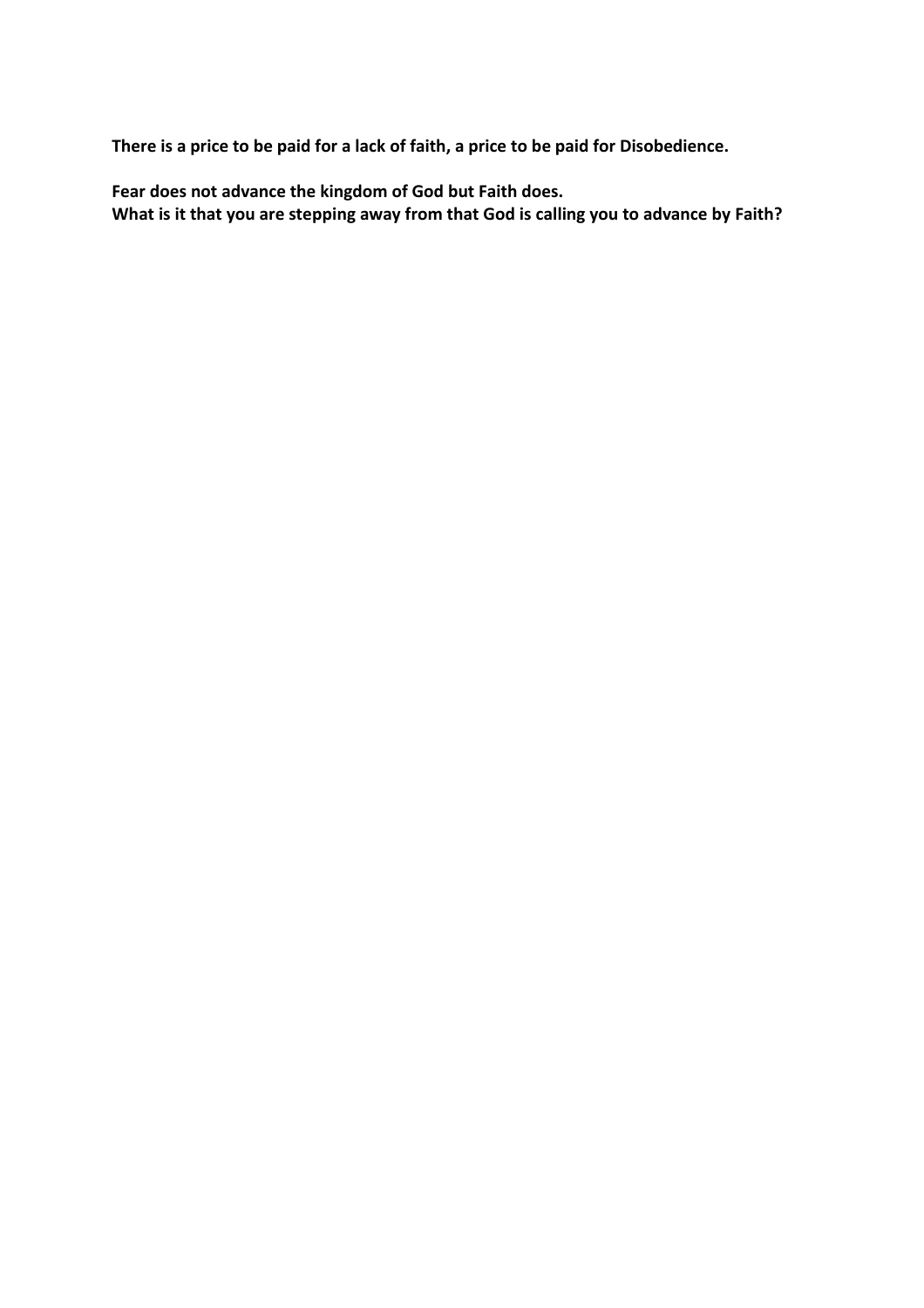**There is a price to be paid for a lack of faith, a price to be paid for Disobedience.**

**Fear does not advance the kingdom of God but Faith does.**
**What is it that you are stepping away from that God is calling you to advance by Faith?**